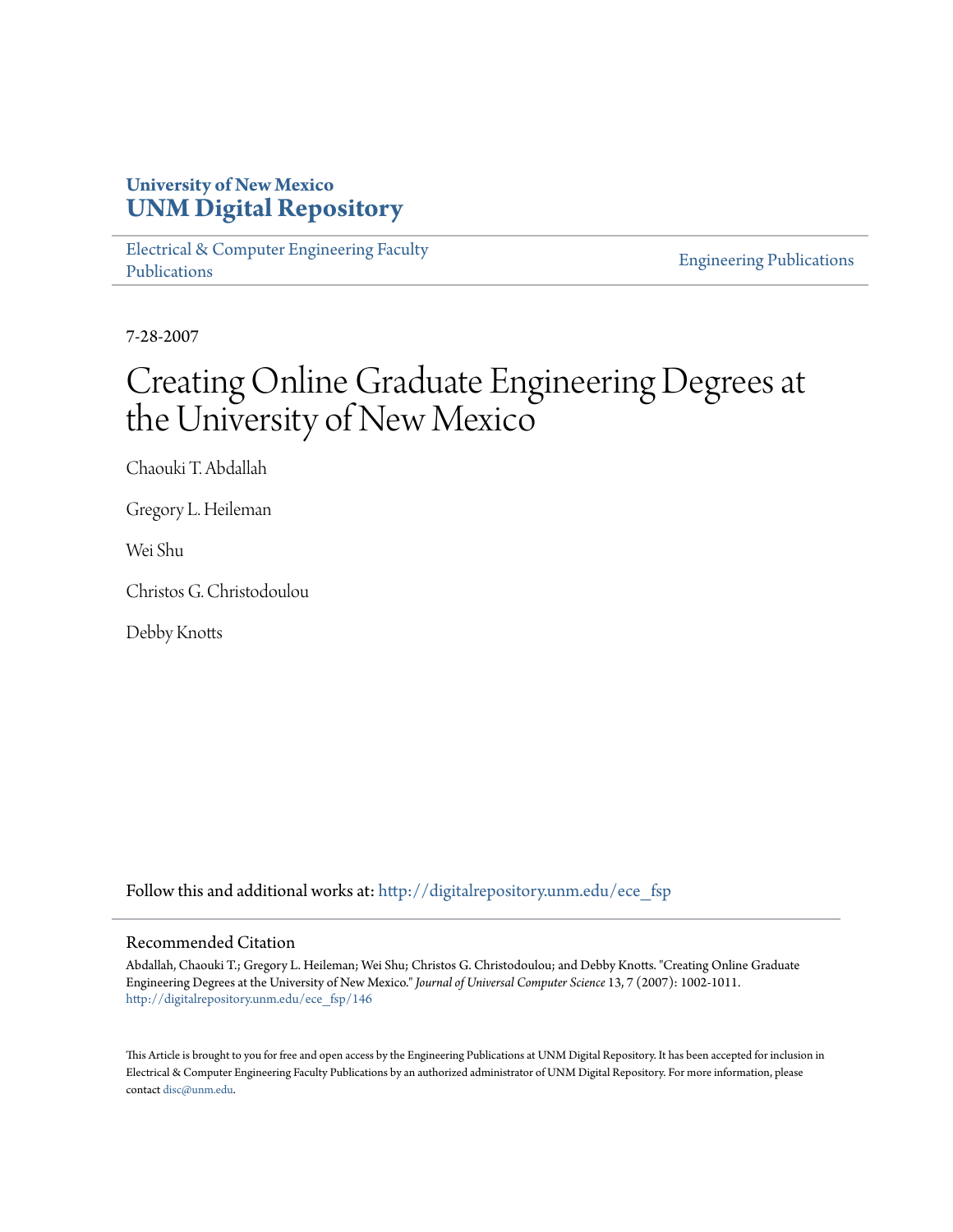University of New Mexico
**UNM Digital Repository**

Electrical & Computer Engineering Faculty Publications

Engineering Publications

7-28-2007

# Creating Online Graduate Engineering Degrees at the University of New Mexico

Chaouki T. Abdallah

Gregory L. Heileman

Wei Shu

Christos G. Christodoulou

Debby Knotts

Follow this and additional works at: http://digitalrepository.unm.edu/ece_fsp

## Recommended Citation

Abdallah, Chaouki T.; Gregory L. Heileman; Wei Shu; Christos G. Christodoulou; and Debby Knotts. "Creating Online Graduate Engineering Degrees at the University of New Mexico." *Journal of Universal Computer Science* 13, 7 (2007): 1002-1011. http://digitalrepository.unm.edu/ece_fsp/146

This Article is brought to you for free and open access by the Engineering Publications at UNM Digital Repository. It has been accepted for inclusion in Electrical & Computer Engineering Faculty Publications by an authorized administrator of UNM Digital Repository. For more information, please contact disc@unm.edu.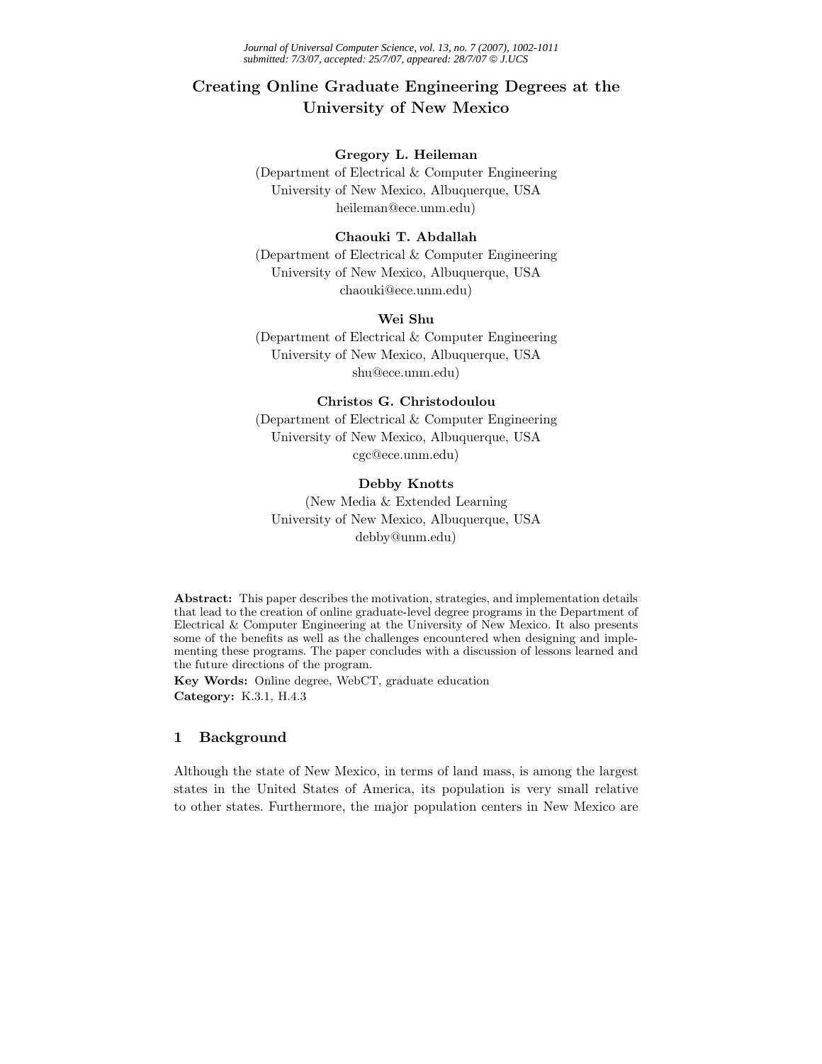# Creating Online Graduate Engineering Degrees at the University of New Mexico

**Gregory L. Heileman**
(Department of Electrical & Computer Engineering
University of New Mexico, Albuquerque, USA
heileman@ece.unm.edu)

**Chaouki T. Abdallah**
(Department of Electrical & Computer Engineering
University of New Mexico, Albuquerque, USA
chaouki@ece.unm.edu)

**Wei Shu**
(Department of Electrical & Computer Engineering
University of New Mexico, Albuquerque, USA
shu@ece.unm.edu)

**Christos G. Christodoulou**
(Department of Electrical & Computer Engineering
University of New Mexico, Albuquerque, USA
cgc@ece.unm.edu)

**Debby Knotts**
(New Media & Extended Learning
University of New Mexico, Albuquerque, USA
debby@unm.edu)

**Abstract:** This paper describes the motivation, strategies, and implementation details that lead to the creation of online graduate-level degree programs in the Department of Electrical & Computer Engineering at the University of New Mexico. It also presents some of the benefits as well as the challenges encountered when designing and implementing these programs. The paper concludes with a discussion of lessons learned and the future directions of the program.

**Key Words:** Online degree, WebCT, graduate education
**Category:** K.3.1, H.4.3

## 1 Background

Although the state of New Mexico, in terms of land mass, is among the largest states in the United States of America, its population is very small relative to other states. Furthermore, the major population centers in New Mexico are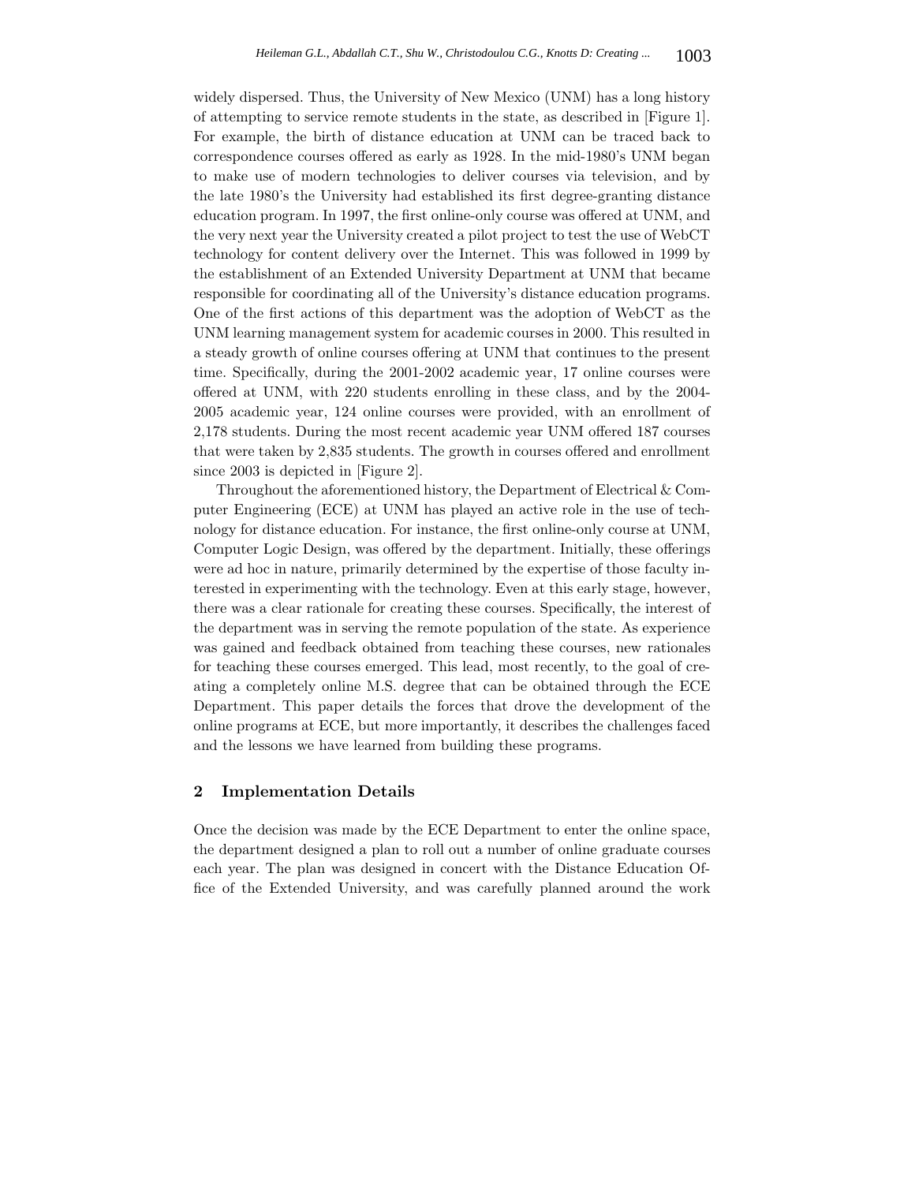widely dispersed. Thus, the University of New Mexico (UNM) has a long history of attempting to service remote students in the state, as described in [Figure 1]. For example, the birth of distance education at UNM can be traced back to correspondence courses offered as early as 1928. In the mid-1980's UNM began to make use of modern technologies to deliver courses via television, and by the late 1980's the University had established its first degree-granting distance education program. In 1997, the first online-only course was offered at UNM, and the very next year the University created a pilot project to test the use of WebCT technology for content delivery over the Internet. This was followed in 1999 by the establishment of an Extended University Department at UNM that became responsible for coordinating all of the University's distance education programs. One of the first actions of this department was the adoption of WebCT as the UNM learning management system for academic courses in 2000. This resulted in a steady growth of online courses offering at UNM that continues to the present time. Specifically, during the 2001-2002 academic year, 17 online courses were offered at UNM, with 220 students enrolling in these class, and by the 2004-2005 academic year, 124 online courses were provided, with an enrollment of 2,178 students. During the most recent academic year UNM offered 187 courses that were taken by 2,835 students. The growth in courses offered and enrollment since 2003 is depicted in [Figure 2].

Throughout the aforementioned history, the Department of Electrical & Computer Engineering (ECE) at UNM has played an active role in the use of technology for distance education. For instance, the first online-only course at UNM, Computer Logic Design, was offered by the department. Initially, these offerings were ad hoc in nature, primarily determined by the expertise of those faculty interested in experimenting with the technology. Even at this early stage, however, there was a clear rationale for creating these courses. Specifically, the interest of the department was in serving the remote population of the state. As experience was gained and feedback obtained from teaching these courses, new rationales for teaching these courses emerged. This lead, most recently, to the goal of creating a completely online M.S. degree that can be obtained through the ECE Department. This paper details the forces that drove the development of the online programs at ECE, but more importantly, it describes the challenges faced and the lessons we have learned from building these programs.

## 2 Implementation Details

Once the decision was made by the ECE Department to enter the online space, the department designed a plan to roll out a number of online graduate courses each year. The plan was designed in concert with the Distance Education Office of the Extended University, and was carefully planned around the work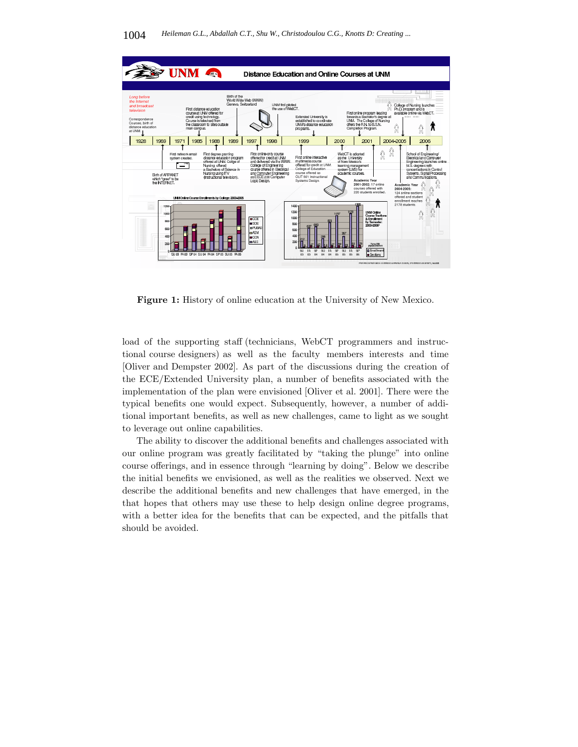**Figure 1:** History of online education at the University of New Mexico.

load of the supporting staff (technicians, WebCT programmers and instructional course designers) as well as the faculty members interests and time [Oliver and Dempster 2002]. As part of the discussions during the creation of the ECE/Extended University plan, a number of benefits associated with the implementation of the plan were envisioned [Oliver et al. 2001]. There were the typical benefits one would expect. Subsequently, however, a number of additional important benefits, as well as new challenges, came to light as we sought to leverage out online capabilities.

The ability to discover the additional benefits and challenges associated with our online program was greatly facilitated by "taking the plunge" into online course offerings, and in essence through "learning by doing". Below we describe the initial benefits we envisioned, as well as the realities we observed. Next we describe the additional benefits and new challenges that have emerged, in the that hopes that others may use these to help design online degree programs, with a better idea for the benefits that can be expected, and the pitfalls that should be avoided.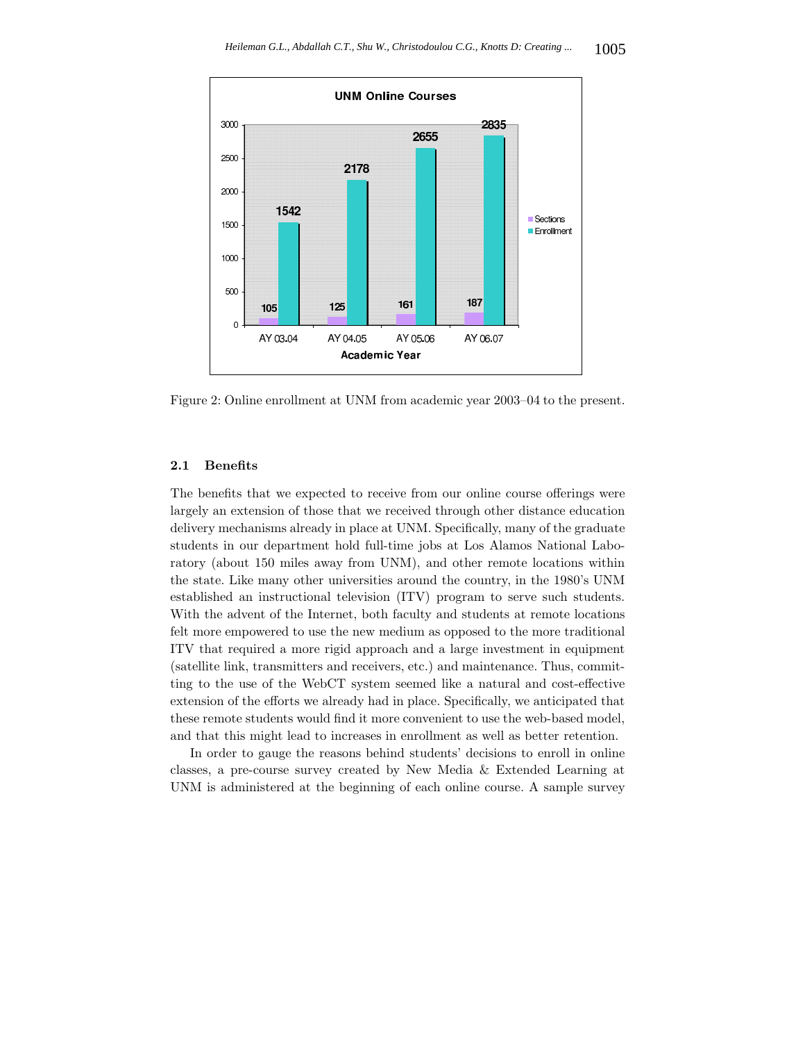Figure 2: Online enrollment at UNM from academic year 2003–04 to the present.

### 2.1 Benefits

The benefits that we expected to receive from our online course offerings were largely an extension of those that we received through other distance education delivery mechanisms already in place at UNM. Specifically, many of the graduate students in our department hold full-time jobs at Los Alamos National Laboratory (about 150 miles away from UNM), and other remote locations within the state. Like many other universities around the country, in the 1980's UNM established an instructional television (ITV) program to serve such students. With the advent of the Internet, both faculty and students at remote locations felt more empowered to use the new medium as opposed to the more traditional ITV that required a more rigid approach and a large investment in equipment (satellite link, transmitters and receivers, etc.) and maintenance. Thus, committing to the use of the WebCT system seemed like a natural and cost-effective extension of the efforts we already had in place. Specifically, we anticipated that these remote students would find it more convenient to use the web-based model, and that this might lead to increases in enrollment as well as better retention.

In order to gauge the reasons behind students' decisions to enroll in online classes, a pre-course survey created by New Media & Extended Learning at UNM is administered at the beginning of each online course. A sample survey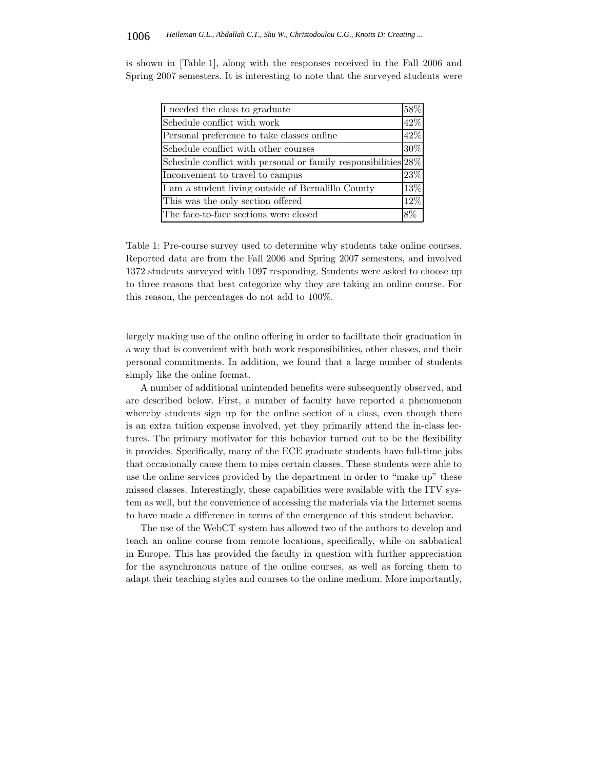is shown in [Table 1], along with the responses received in the Fall 2006 and Spring 2007 semesters. It is interesting to note that the surveyed students were

| | |
|---|---|
| I needed the class to graduate | 58% |
| Schedule conflict with work | 42% |
| Personal preference to take classes online | 42% |
| Schedule conflict with other courses | 30% |
| Schedule conflict with personal or family responsibilities | 28% |
| Inconvenient to travel to campus | 23% |
| I am a student living outside of Bernalillo County | 13% |
| This was the only section offered | 12% |
| The face-to-face sections were closed | 8% |

Table 1: Pre-course survey used to determine why students take online courses. Reported data are from the Fall 2006 and Spring 2007 semesters, and involved 1372 students surveyed with 1097 responding. Students were asked to choose up to three reasons that best categorize why they are taking an online course. For this reason, the percentages do not add to 100%.

largely making use of the online offering in order to facilitate their graduation in a way that is convenient with both work responsibilities, other classes, and their personal commitments. In addition, we found that a large number of students simply like the online format.

A number of additional unintended benefits were subsequently observed, and are described below. First, a number of faculty have reported a phenomenon whereby students sign up for the online section of a class, even though there is an extra tuition expense involved, yet they primarily attend the in-class lectures. The primary motivator for this behavior turned out to be the flexibility it provides. Specifically, many of the ECE graduate students have full-time jobs that occasionally cause them to miss certain classes. These students were able to use the online services provided by the department in order to "make up" these missed classes. Interestingly, these capabilities were available with the ITV system as well, but the convenience of accessing the materials via the Internet seems to have made a difference in terms of the emergence of this student behavior.

The use of the WebCT system has allowed two of the authors to develop and teach an online course from remote locations, specifically, while on sabbatical in Europe. This has provided the faculty in question with further appreciation for the asynchronous nature of the online courses, as well as forcing them to adapt their teaching styles and courses to the online medium. More importantly,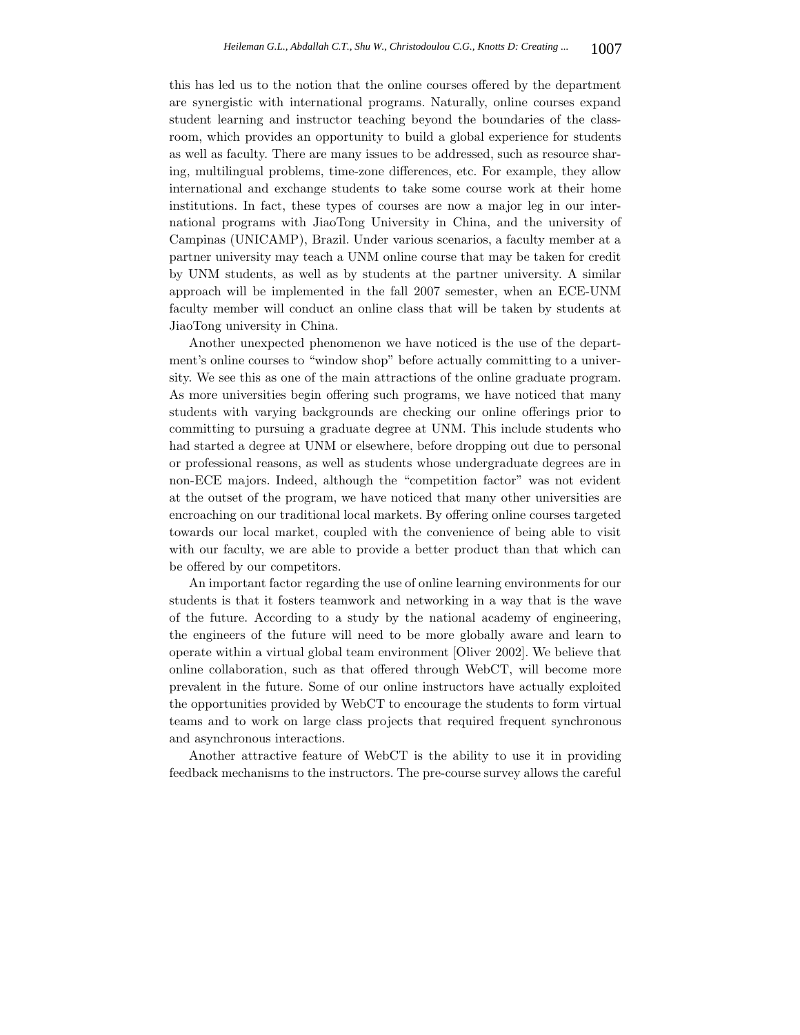this has led us to the notion that the online courses offered by the department are synergistic with international programs. Naturally, online courses expand student learning and instructor teaching beyond the boundaries of the classroom, which provides an opportunity to build a global experience for students as well as faculty. There are many issues to be addressed, such as resource sharing, multilingual problems, time-zone differences, etc. For example, they allow international and exchange students to take some course work at their home institutions. In fact, these types of courses are now a major leg in our international programs with JiaoTong University in China, and the university of Campinas (UNICAMP), Brazil. Under various scenarios, a faculty member at a partner university may teach a UNM online course that may be taken for credit by UNM students, as well as by students at the partner university. A similar approach will be implemented in the fall 2007 semester, when an ECE-UNM faculty member will conduct an online class that will be taken by students at JiaoTong university in China.

Another unexpected phenomenon we have noticed is the use of the department's online courses to "window shop" before actually committing to a university. We see this as one of the main attractions of the online graduate program. As more universities begin offering such programs, we have noticed that many students with varying backgrounds are checking our online offerings prior to committing to pursuing a graduate degree at UNM. This include students who had started a degree at UNM or elsewhere, before dropping out due to personal or professional reasons, as well as students whose undergraduate degrees are in non-ECE majors. Indeed, although the "competition factor" was not evident at the outset of the program, we have noticed that many other universities are encroaching on our traditional local markets. By offering online courses targeted towards our local market, coupled with the convenience of being able to visit with our faculty, we are able to provide a better product than that which can be offered by our competitors.

An important factor regarding the use of online learning environments for our students is that it fosters teamwork and networking in a way that is the wave of the future. According to a study by the national academy of engineering, the engineers of the future will need to be more globally aware and learn to operate within a virtual global team environment [Oliver 2002]. We believe that online collaboration, such as that offered through WebCT, will become more prevalent in the future. Some of our online instructors have actually exploited the opportunities provided by WebCT to encourage the students to form virtual teams and to work on large class projects that required frequent synchronous and asynchronous interactions.

Another attractive feature of WebCT is the ability to use it in providing feedback mechanisms to the instructors. The pre-course survey allows the careful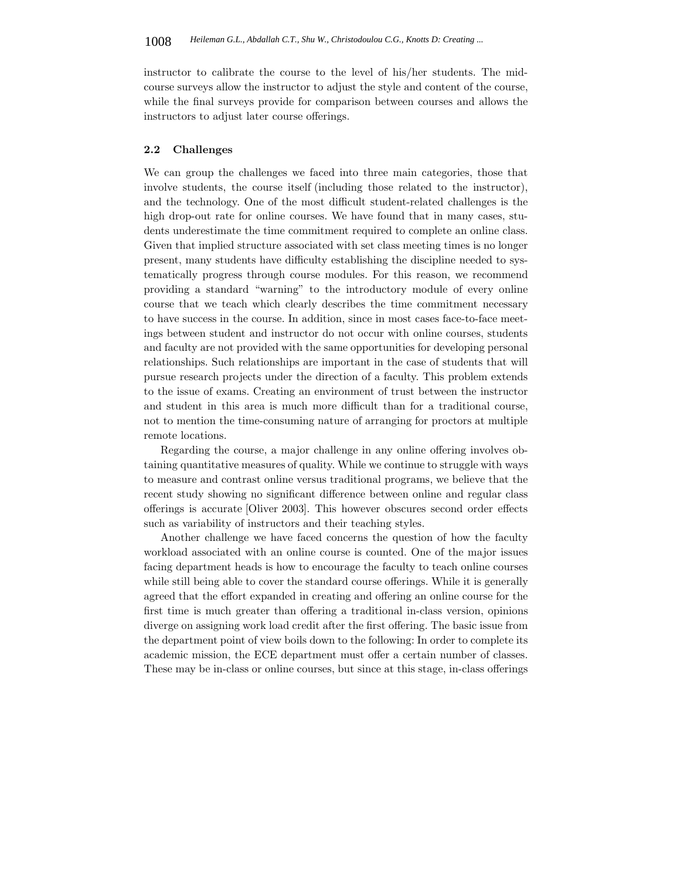instructor to calibrate the course to the level of his/her students. The mid-course surveys allow the instructor to adjust the style and content of the course, while the final surveys provide for comparison between courses and allows the instructors to adjust later course offerings.

### 2.2 Challenges

We can group the challenges we faced into three main categories, those that involve students, the course itself (including those related to the instructor), and the technology. One of the most difficult student-related challenges is the high drop-out rate for online courses. We have found that in many cases, students underestimate the time commitment required to complete an online class. Given that implied structure associated with set class meeting times is no longer present, many students have difficulty establishing the discipline needed to systematically progress through course modules. For this reason, we recommend providing a standard "warning" to the introductory module of every online course that we teach which clearly describes the time commitment necessary to have success in the course. In addition, since in most cases face-to-face meetings between student and instructor do not occur with online courses, students and faculty are not provided with the same opportunities for developing personal relationships. Such relationships are important in the case of students that will pursue research projects under the direction of a faculty. This problem extends to the issue of exams. Creating an environment of trust between the instructor and student in this area is much more difficult than for a traditional course, not to mention the time-consuming nature of arranging for proctors at multiple remote locations.

Regarding the course, a major challenge in any online offering involves obtaining quantitative measures of quality. While we continue to struggle with ways to measure and contrast online versus traditional programs, we believe that the recent study showing no significant difference between online and regular class offerings is accurate [Oliver 2003]. This however obscures second order effects such as variability of instructors and their teaching styles.

Another challenge we have faced concerns the question of how the faculty workload associated with an online course is counted. One of the major issues facing department heads is how to encourage the faculty to teach online courses while still being able to cover the standard course offerings. While it is generally agreed that the effort expanded in creating and offering an online course for the first time is much greater than offering a traditional in-class version, opinions diverge on assigning work load credit after the first offering. The basic issue from the department point of view boils down to the following: In order to complete its academic mission, the ECE department must offer a certain number of classes. These may be in-class or online courses, but since at this stage, in-class offerings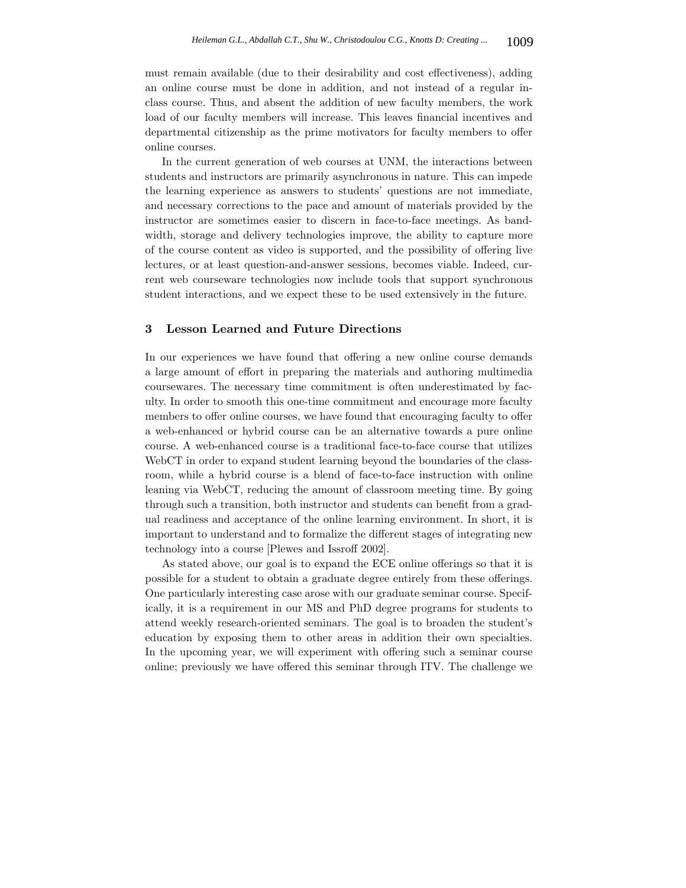must remain available (due to their desirability and cost effectiveness), adding an online course must be done in addition, and not instead of a regular in-class course. Thus, and absent the addition of new faculty members, the work load of our faculty members will increase. This leaves financial incentives and departmental citizenship as the prime motivators for faculty members to offer online courses.

In the current generation of web courses at UNM, the interactions between students and instructors are primarily asynchronous in nature. This can impede the learning experience as answers to students' questions are not immediate, and necessary corrections to the pace and amount of materials provided by the instructor are sometimes easier to discern in face-to-face meetings. As bandwidth, storage and delivery technologies improve, the ability to capture more of the course content as video is supported, and the possibility of offering live lectures, or at least question-and-answer sessions, becomes viable. Indeed, current web courseware technologies now include tools that support synchronous student interactions, and we expect these to be used extensively in the future.

## 3 Lesson Learned and Future Directions

In our experiences we have found that offering a new online course demands a large amount of effort in preparing the materials and authoring multimedia coursewares. The necessary time commitment is often underestimated by faculty. In order to smooth this one-time commitment and encourage more faculty members to offer online courses, we have found that encouraging faculty to offer a web-enhanced or hybrid course can be an alternative towards a pure online course. A web-enhanced course is a traditional face-to-face course that utilizes WebCT in order to expand student learning beyond the boundaries of the classroom, while a hybrid course is a blend of face-to-face instruction with online leaning via WebCT, reducing the amount of classroom meeting time. By going through such a transition, both instructor and students can benefit from a gradual readiness and acceptance of the online learning environment. In short, it is important to understand and to formalize the different stages of integrating new technology into a course [Plewes and Issroff 2002].

As stated above, our goal is to expand the ECE online offerings so that it is possible for a student to obtain a graduate degree entirely from these offerings. One particularly interesting case arose with our graduate seminar course. Specifically, it is a requirement in our MS and PhD degree programs for students to attend weekly research-oriented seminars. The goal is to broaden the student's education by exposing them to other areas in addition their own specialties. In the upcoming year, we will experiment with offering such a seminar course online; previously we have offered this seminar through ITV. The challenge we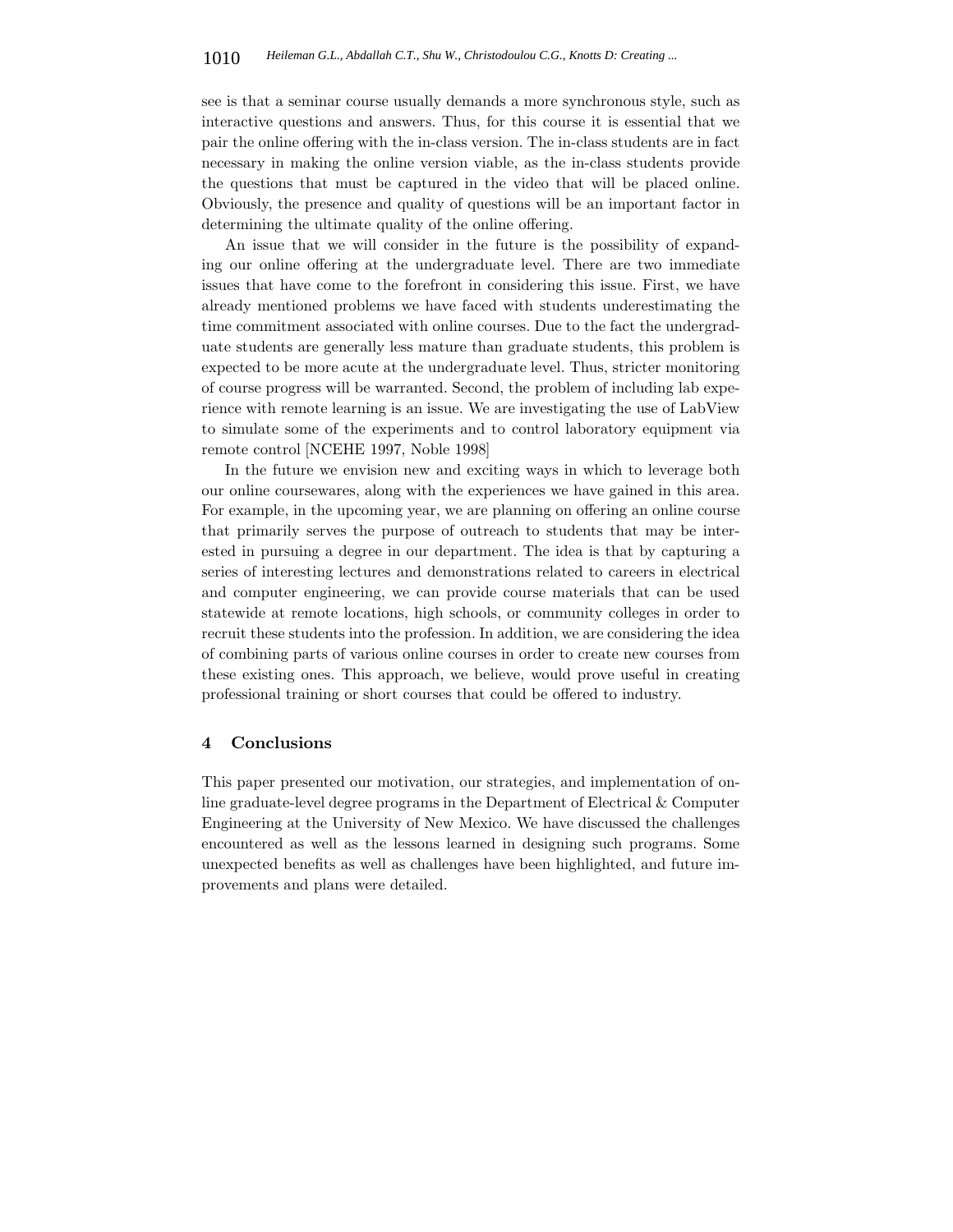see is that a seminar course usually demands a more synchronous style, such as interactive questions and answers. Thus, for this course it is essential that we pair the online offering with the in-class version. The in-class students are in fact necessary in making the online version viable, as the in-class students provide the questions that must be captured in the video that will be placed online. Obviously, the presence and quality of questions will be an important factor in determining the ultimate quality of the online offering.

An issue that we will consider in the future is the possibility of expanding our online offering at the undergraduate level. There are two immediate issues that have come to the forefront in considering this issue. First, we have already mentioned problems we have faced with students underestimating the time commitment associated with online courses. Due to the fact the undergraduate students are generally less mature than graduate students, this problem is expected to be more acute at the undergraduate level. Thus, stricter monitoring of course progress will be warranted. Second, the problem of including lab experience with remote learning is an issue. We are investigating the use of LabView to simulate some of the experiments and to control laboratory equipment via remote control [NCEHE 1997, Noble 1998]

In the future we envision new and exciting ways in which to leverage both our online coursewares, along with the experiences we have gained in this area. For example, in the upcoming year, we are planning on offering an online course that primarily serves the purpose of outreach to students that may be interested in pursuing a degree in our department. The idea is that by capturing a series of interesting lectures and demonstrations related to careers in electrical and computer engineering, we can provide course materials that can be used statewide at remote locations, high schools, or community colleges in order to recruit these students into the profession. In addition, we are considering the idea of combining parts of various online courses in order to create new courses from these existing ones. This approach, we believe, would prove useful in creating professional training or short courses that could be offered to industry.

## 4 Conclusions

This paper presented our motivation, our strategies, and implementation of online graduate-level degree programs in the Department of Electrical & Computer Engineering at the University of New Mexico. We have discussed the challenges encountered as well as the lessons learned in designing such programs. Some unexpected benefits as well as challenges have been highlighted, and future improvements and plans were detailed.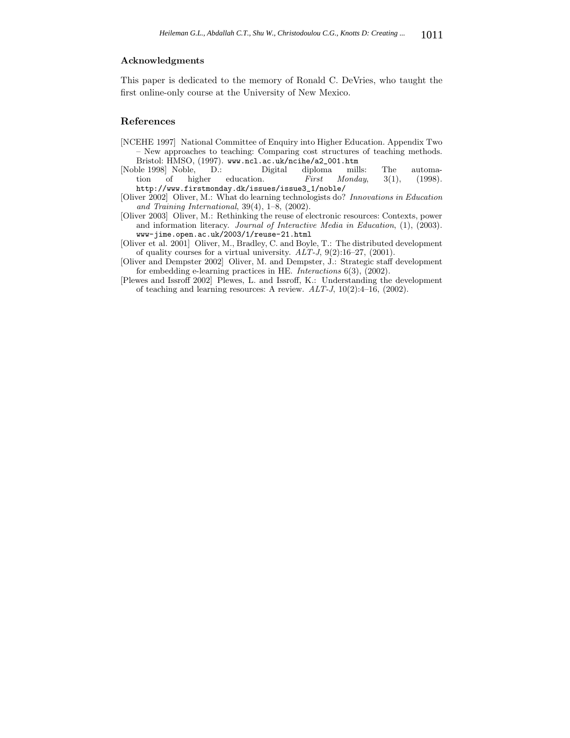## Acknowledgments

This paper is dedicated to the memory of Ronald C. DeVries, who taught the first online-only course at the University of New Mexico.

## References

[NCEHE 1997] National Committee of Enquiry into Higher Education. Appendix Two – New approaches to teaching: Comparing cost structures of teaching methods. Bristol: HMSO, (1997). www.ncl.ac.uk/ncihe/a2_001.htm

[Noble 1998] Noble, D.: Digital diploma mills: The automation of higher education. *First Monday*, 3(1), (1998). http://www.firstmonday.dk/issues/issue3_1/noble/

[Oliver 2002] Oliver, M.: What do learning technologists do? *Innovations in Education and Training International*, 39(4), 1–8, (2002).

[Oliver 2003] Oliver, M.: Rethinking the reuse of electronic resources: Contexts, power and information literacy. *Journal of Interactive Media in Education*, (1), (2003). www-jime.open.ac.uk/2003/1/reuse-21.html

[Oliver et al. 2001] Oliver, M., Bradley, C. and Boyle, T.: The distributed development of quality courses for a virtual university. *ALT-J*, 9(2):16–27, (2001).

[Oliver and Dempster 2002] Oliver, M. and Dempster, J.: Strategic staff development for embedding e-learning practices in HE. *Interactions* 6(3), (2002).

[Plewes and Issroff 2002] Plewes, L. and Issroff, K.: Understanding the development of teaching and learning resources: A review. *ALT-J*, 10(2):4–16, (2002).